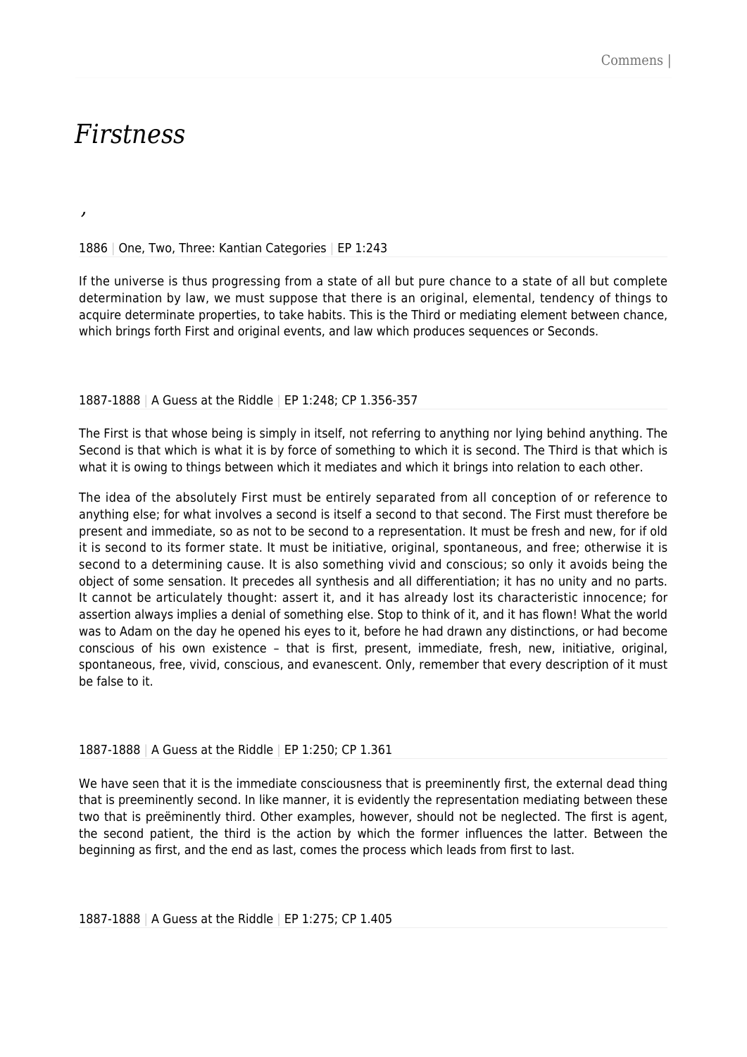# *Firstness*

,

1886 | One, Two, Three: Kantian Categories | EP 1:243

If the universe is thus progressing from a state of all but pure chance to a state of all but complete determination by law, we must suppose that there is an original, elemental, tendency of things to acquire determinate properties, to take habits. This is the Third or mediating element between chance, which brings forth First and original events, and law which produces sequences or Seconds.

1887-1888 | A Guess at the Riddle | EP 1:248; CP 1.356-357

The First is that whose being is simply in itself, not referring to anything nor lying behind anything. The Second is that which is what it is by force of something to which it is second. The Third is that which is what it is owing to things between which it mediates and which it brings into relation to each other.

The idea of the absolutely First must be entirely separated from all conception of or reference to anything else; for what involves a second is itself a second to that second. The First must therefore be present and immediate, so as not to be second to a representation. It must be fresh and new, for if old it is second to its former state. It must be initiative, original, spontaneous, and free; otherwise it is second to a determining cause. It is also something vivid and conscious; so only it avoids being the object of some sensation. It precedes all synthesis and all differentiation; it has no unity and no parts. It cannot be articulately thought: assert it, and it has already lost its characteristic innocence; for assertion always implies a denial of something else. Stop to think of it, and it has flown! What the world was to Adam on the day he opened his eyes to it, before he had drawn any distinctions, or had become conscious of his own existence – that is first, present, immediate, fresh, new, initiative, original, spontaneous, free, vivid, conscious, and evanescent. Only, remember that every description of it must be false to it.

1887-1888 | A Guess at the Riddle | EP 1:250; CP 1.361

We have seen that it is the immediate consciousness that is preeminently first, the external dead thing that is preeminently second. In like manner, it is evidently the representation mediating between these two that is preëminently third. Other examples, however, should not be neglected. The first is agent, the second patient, the third is the action by which the former influences the latter. Between the beginning as first, and the end as last, comes the process which leads from first to last.

1887-1888 | A Guess at the Riddle | EP 1:275; CP 1.405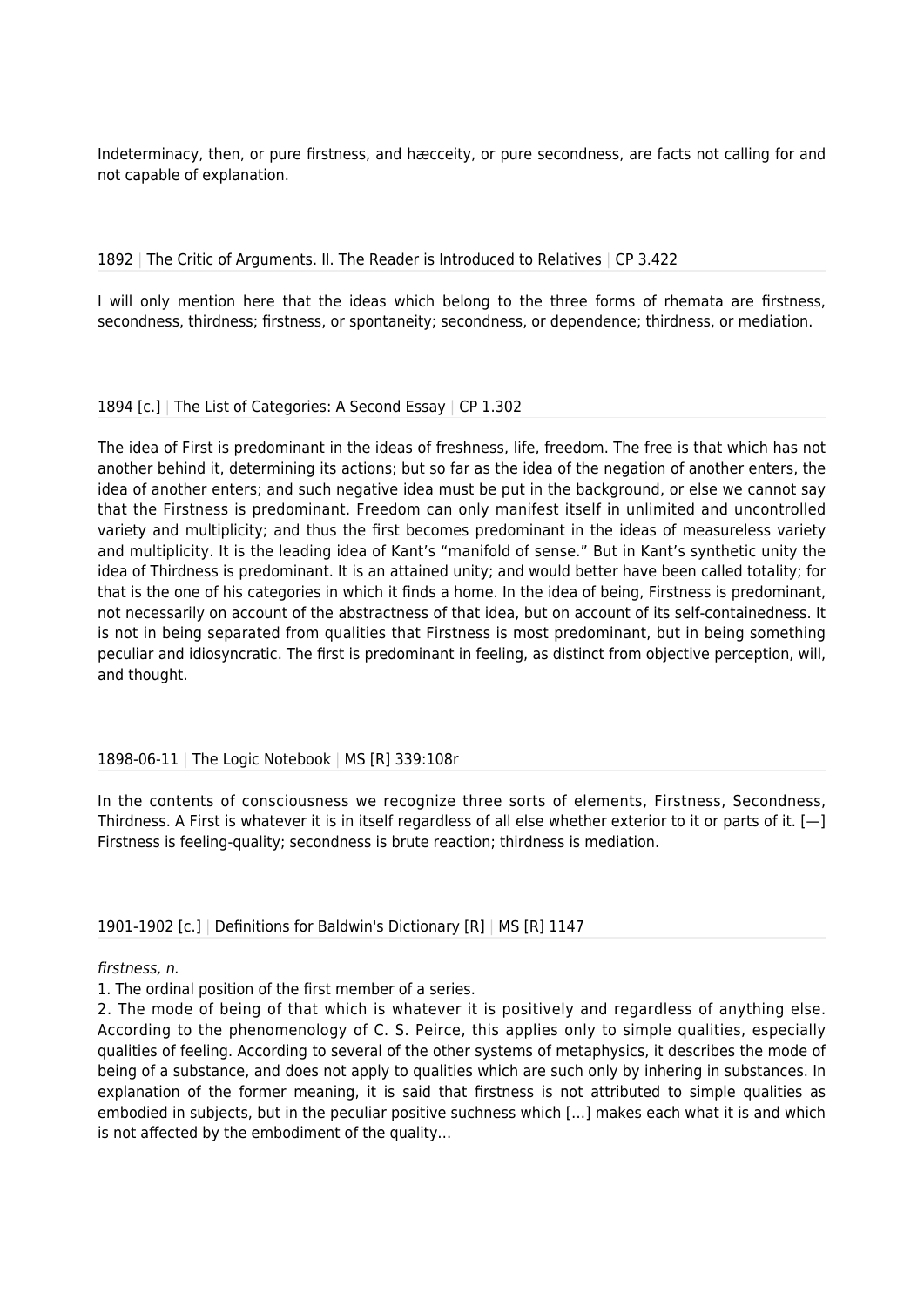Indeterminacy, then, or pure firstness, and hæcceity, or pure secondness, are facts not calling for and not capable of explanation.

1892 | The Critic of Arguments. II. The Reader is Introduced to Relatives | CP 3.422

I will only mention here that the ideas which belong to the three forms of rhemata are firstness, secondness, thirdness; firstness, or spontaneity; secondness, or dependence; thirdness, or mediation.

1894 [c.] | The List of Categories: A Second Essay | CP 1.302

The idea of First is predominant in the ideas of freshness, life, freedom. The free is that which has not another behind it, determining its actions; but so far as the idea of the negation of another enters, the idea of another enters; and such negative idea must be put in the background, or else we cannot say that the Firstness is predominant. Freedom can only manifest itself in unlimited and uncontrolled variety and multiplicity; and thus the first becomes predominant in the ideas of measureless variety and multiplicity. It is the leading idea of Kant's "manifold of sense." But in Kant's synthetic unity the idea of Thirdness is predominant. It is an attained unity; and would better have been called totality; for that is the one of his categories in which it finds a home. In the idea of being, Firstness is predominant, not necessarily on account of the abstractness of that idea, but on account of its self-containedness. It is not in being separated from qualities that Firstness is most predominant, but in being something peculiar and idiosyncratic. The first is predominant in feeling, as distinct from objective perception, will, and thought.

1898-06-11 | The Logic Notebook | MS [R] 339:108r

In the contents of consciousness we recognize three sorts of elements, Firstness, Secondness, Thirdness. A First is whatever it is in itself regardless of all else whether exterior to it or parts of it. [—] Firstness is feeling-quality; secondness is brute reaction; thirdness is mediation.

1901-1902 [c.] | Definitions for Baldwin's Dictionary [R] | MS [R] 1147

*firstness, n.*

1. The ordinal position of the first member of a series.
2. The mode of being of that which is whatever it is positively and regardless of anything else. According to the phenomenology of C. S. Peirce, this applies only to simple qualities, especially qualities of feeling. According to several of the other systems of metaphysics, it describes the mode of being of a substance, and does not apply to qualities which are such only by inhering in substances. In explanation of the former meaning, it is said that firstness is not attributed to simple qualities as embodied in subjects, but in the peculiar positive suchness which […] makes each what it is and which is not affected by the embodiment of the quality…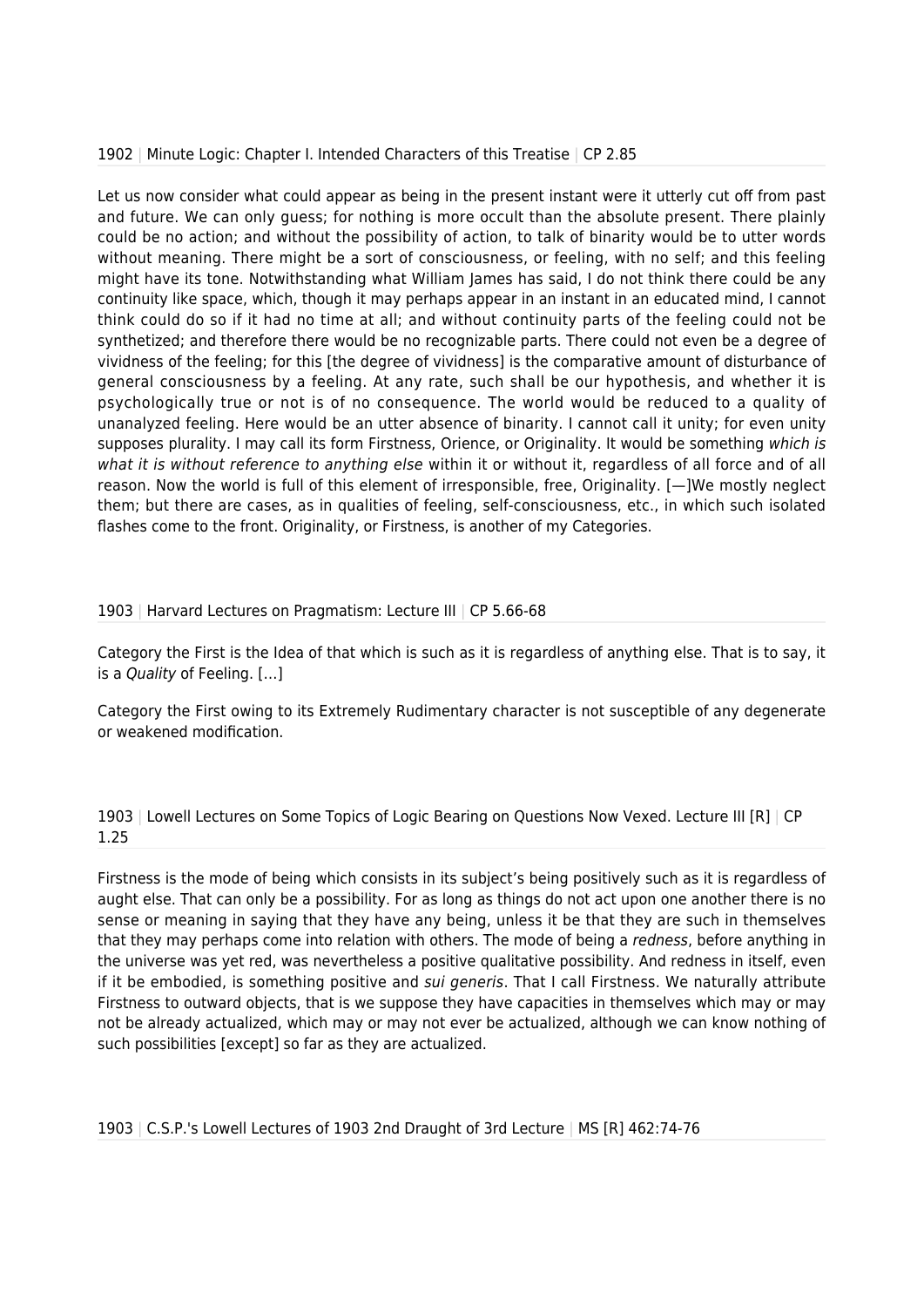1902 | Minute Logic: Chapter I. Intended Characters of this Treatise | CP 2.85

Let us now consider what could appear as being in the present instant were it utterly cut off from past and future. We can only guess; for nothing is more occult than the absolute present. There plainly could be no action; and without the possibility of action, to talk of binarity would be to utter words without meaning. There might be a sort of consciousness, or feeling, with no self; and this feeling might have its tone. Notwithstanding what William James has said, I do not think there could be any continuity like space, which, though it may perhaps appear in an instant in an educated mind, I cannot think could do so if it had no time at all; and without continuity parts of the feeling could not be synthetized; and therefore there would be no recognizable parts. There could not even be a degree of vividness of the feeling; for this [the degree of vividness] is the comparative amount of disturbance of general consciousness by a feeling. At any rate, such shall be our hypothesis, and whether it is psychologically true or not is of no consequence. The world would be reduced to a quality of unanalyzed feeling. Here would be an utter absence of binarity. I cannot call it unity; for even unity supposes plurality. I may call its form Firstness, Orience, or Originality. It would be something *which is what it is without reference to anything else* within it or without it, regardless of all force and of all reason. Now the world is full of this element of irresponsible, free, Originality. [—]We mostly neglect them; but there are cases, as in qualities of feeling, self-consciousness, etc., in which such isolated flashes come to the front. Originality, or Firstness, is another of my Categories.

1903 | Harvard Lectures on Pragmatism: Lecture III | CP 5.66-68

Category the First is the Idea of that which is such as it is regardless of anything else. That is to say, it is a *Quality* of Feeling. […]

Category the First owing to its Extremely Rudimentary character is not susceptible of any degenerate or weakened modification.

1903 | Lowell Lectures on Some Topics of Logic Bearing on Questions Now Vexed. Lecture III [R] | CP 1.25

Firstness is the mode of being which consists in its subject's being positively such as it is regardless of aught else. That can only be a possibility. For as long as things do not act upon one another there is no sense or meaning in saying that they have any being, unless it be that they are such in themselves that they may perhaps come into relation with others. The mode of being a *redness*, before anything in the universe was yet red, was nevertheless a positive qualitative possibility. And redness in itself, even if it be embodied, is something positive and *sui generis*. That I call Firstness. We naturally attribute Firstness to outward objects, that is we suppose they have capacities in themselves which may or may not be already actualized, which may or may not ever be actualized, although we can know nothing of such possibilities [except] so far as they are actualized.

1903 | C.S.P.'s Lowell Lectures of 1903 2nd Draught of 3rd Lecture | MS [R] 462:74-76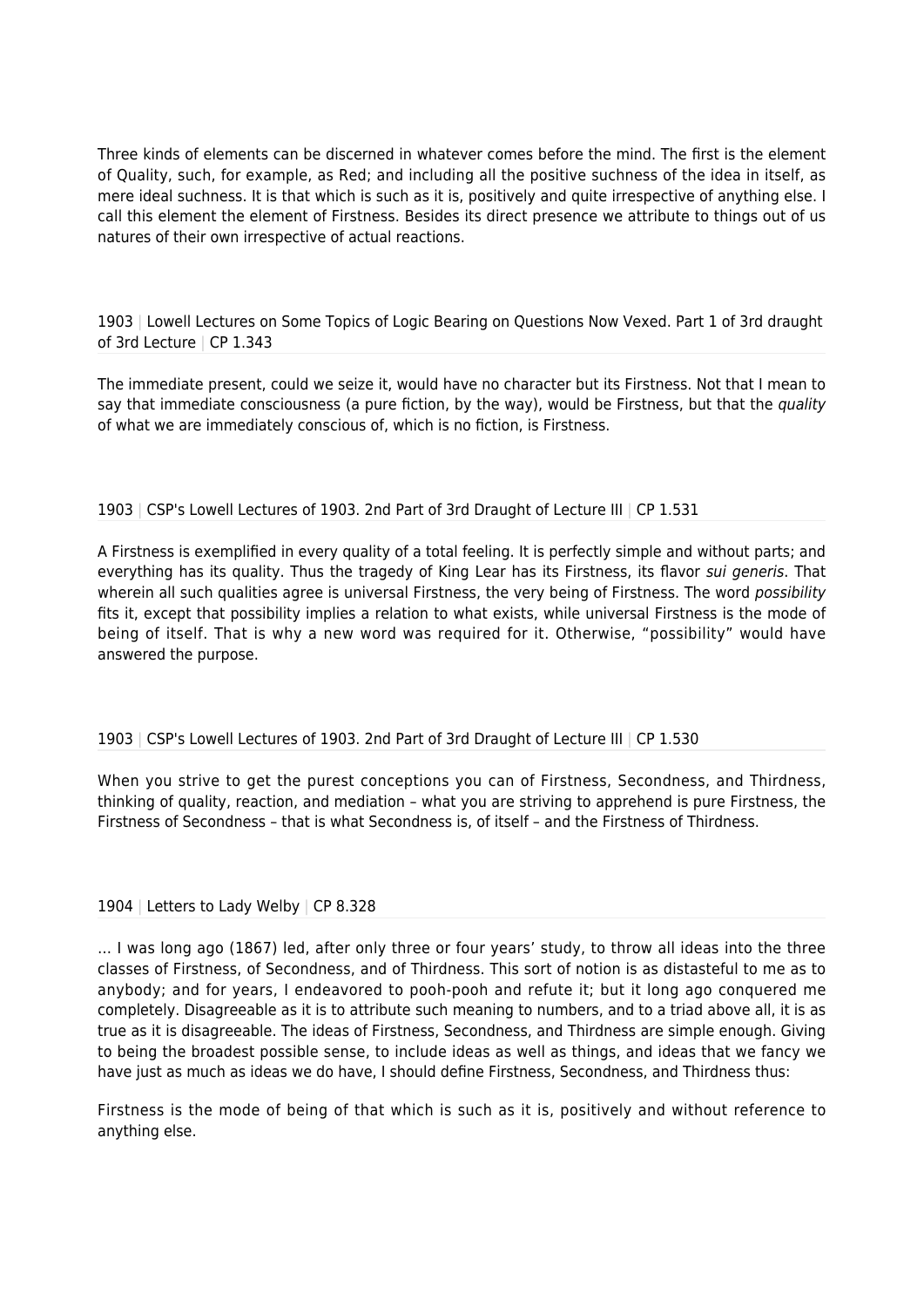Three kinds of elements can be discerned in whatever comes before the mind. The first is the element of Quality, such, for example, as Red; and including all the positive suchness of the idea in itself, as mere ideal suchness. It is that which is such as it is, positively and quite irrespective of anything else. I call this element the element of Firstness. Besides its direct presence we attribute to things out of us natures of their own irrespective of actual reactions.

1903 | Lowell Lectures on Some Topics of Logic Bearing on Questions Now Vexed. Part 1 of 3rd draught of 3rd Lecture | CP 1.343

The immediate present, could we seize it, would have no character but its Firstness. Not that I mean to say that immediate consciousness (a pure fiction, by the way), would be Firstness, but that the *quality* of what we are immediately conscious of, which is no fiction, is Firstness.

1903 | CSP's Lowell Lectures of 1903. 2nd Part of 3rd Draught of Lecture III | CP 1.531

A Firstness is exemplified in every quality of a total feeling. It is perfectly simple and without parts; and everything has its quality. Thus the tragedy of King Lear has its Firstness, its flavor *sui generis*. That wherein all such qualities agree is universal Firstness, the very being of Firstness. The word *possibility* fits it, except that possibility implies a relation to what exists, while universal Firstness is the mode of being of itself. That is why a new word was required for it. Otherwise, "possibility" would have answered the purpose.

1903 | CSP's Lowell Lectures of 1903. 2nd Part of 3rd Draught of Lecture III | CP 1.530

When you strive to get the purest conceptions you can of Firstness, Secondness, and Thirdness, thinking of quality, reaction, and mediation – what you are striving to apprehend is pure Firstness, the Firstness of Secondness – that is what Secondness is, of itself – and the Firstness of Thirdness.

1904 | Letters to Lady Welby | CP 8.328

… I was long ago (1867) led, after only three or four years' study, to throw all ideas into the three classes of Firstness, of Secondness, and of Thirdness. This sort of notion is as distasteful to me as to anybody; and for years, I endeavored to pooh-pooh and refute it; but it long ago conquered me completely. Disagreeable as it is to attribute such meaning to numbers, and to a triad above all, it is as true as it is disagreeable. The ideas of Firstness, Secondness, and Thirdness are simple enough. Giving to being the broadest possible sense, to include ideas as well as things, and ideas that we fancy we have just as much as ideas we do have, I should define Firstness, Secondness, and Thirdness thus:

Firstness is the mode of being of that which is such as it is, positively and without reference to anything else.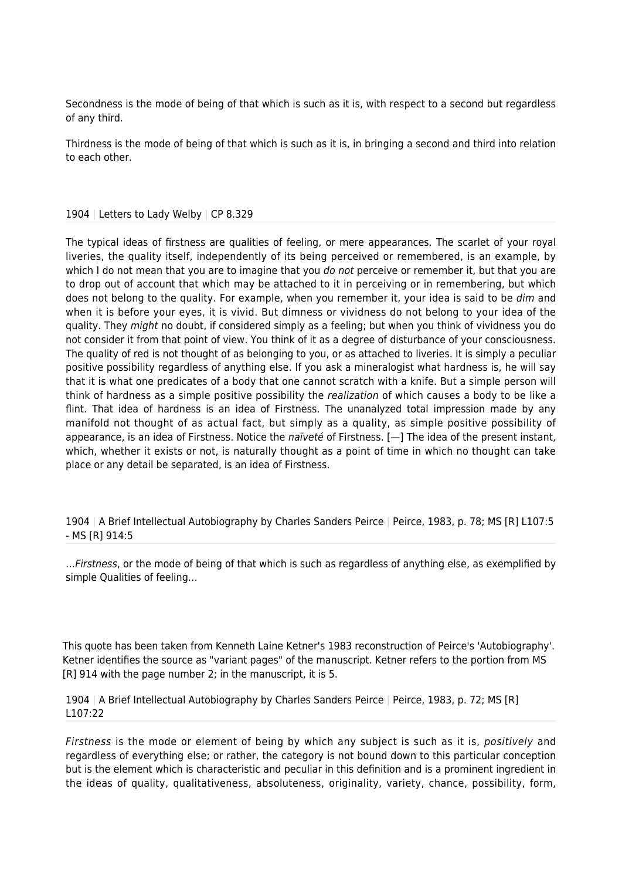Secondness is the mode of being of that which is such as it is, with respect to a second but regardless of any third.

Thirdness is the mode of being of that which is such as it is, in bringing a second and third into relation to each other.

1904 | Letters to Lady Welby | CP 8.329

The typical ideas of firstness are qualities of feeling, or mere appearances. The scarlet of your royal liveries, the quality itself, independently of its being perceived or remembered, is an example, by which I do not mean that you are to imagine that you *do not* perceive or remember it, but that you are to drop out of account that which may be attached to it in perceiving or in remembering, but which does not belong to the quality. For example, when you remember it, your idea is said to be *dim* and when it is before your eyes, it is vivid. But dimness or vividness do not belong to your idea of the quality. They *might* no doubt, if considered simply as a feeling; but when you think of vividness you do not consider it from that point of view. You think of it as a degree of disturbance of your consciousness. The quality of red is not thought of as belonging to you, or as attached to liveries. It is simply a peculiar positive possibility regardless of anything else. If you ask a mineralogist what hardness is, he will say that it is what one predicates of a body that one cannot scratch with a knife. But a simple person will think of hardness as a simple positive possibility the *realization* of which causes a body to be like a flint. That idea of hardness is an idea of Firstness. The unanalyzed total impression made by any manifold not thought of as actual fact, but simply as a quality, as simple positive possibility of appearance, is an idea of Firstness. Notice the *naïveté* of Firstness. [—] The idea of the present instant, which, whether it exists or not, is naturally thought as a point of time in which no thought can take place or any detail be separated, is an idea of Firstness.

1904 | A Brief Intellectual Autobiography by Charles Sanders Peirce | Peirce, 1983, p. 78; MS [R] L107:5 - MS [R] 914:5

…*Firstness*, or the mode of being of that which is such as regardless of anything else, as exemplified by simple Qualities of feeling…

This quote has been taken from Kenneth Laine Ketner's 1983 reconstruction of Peirce's 'Autobiography'. Ketner identifies the source as "variant pages" of the manuscript. Ketner refers to the portion from MS [R] 914 with the page number 2; in the manuscript, it is 5.

1904 | A Brief Intellectual Autobiography by Charles Sanders Peirce | Peirce, 1983, p. 72; MS [R] L107:22

*Firstness* is the mode or element of being by which any subject is such as it is, *positively* and regardless of everything else; or rather, the category is not bound down to this particular conception but is the element which is characteristic and peculiar in this definition and is a prominent ingredient in the ideas of quality, qualitativeness, absoluteness, originality, variety, chance, possibility, form,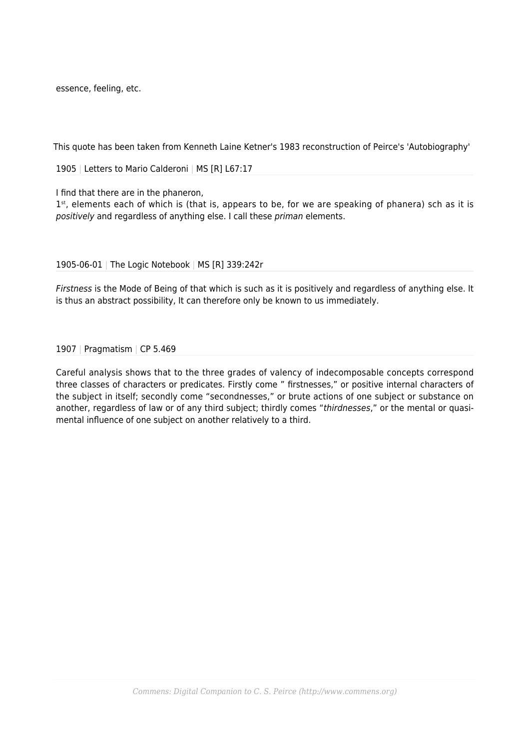essence, feeling, etc.

This quote has been taken from Kenneth Laine Ketner's 1983 reconstruction of Peirce's 'Autobiography'

1905 | Letters to Mario Calderoni | MS [R] L67:17

I find that there are in the phaneron,
1st, elements each of which is (that is, appears to be, for we are speaking of phanera) sch as it is *positively* and regardless of anything else. I call these *priman* elements.

1905-06-01 | The Logic Notebook | MS [R] 339:242r

*Firstness* is the Mode of Being of that which is such as it is positively and regardless of anything else. It is thus an abstract possibility, It can therefore only be known to us immediately.

1907 | Pragmatism | CP 5.469

Careful analysis shows that to the three grades of valency of indecomposable concepts correspond three classes of characters or predicates. Firstly come " firstnesses," or positive internal characters of the subject in itself; secondly come "secondnesses," or brute actions of one subject or substance on another, regardless of law or of any third subject; thirdly comes "*thirdnesses*," or the mental or quasi-mental influence of one subject on another relatively to a third.